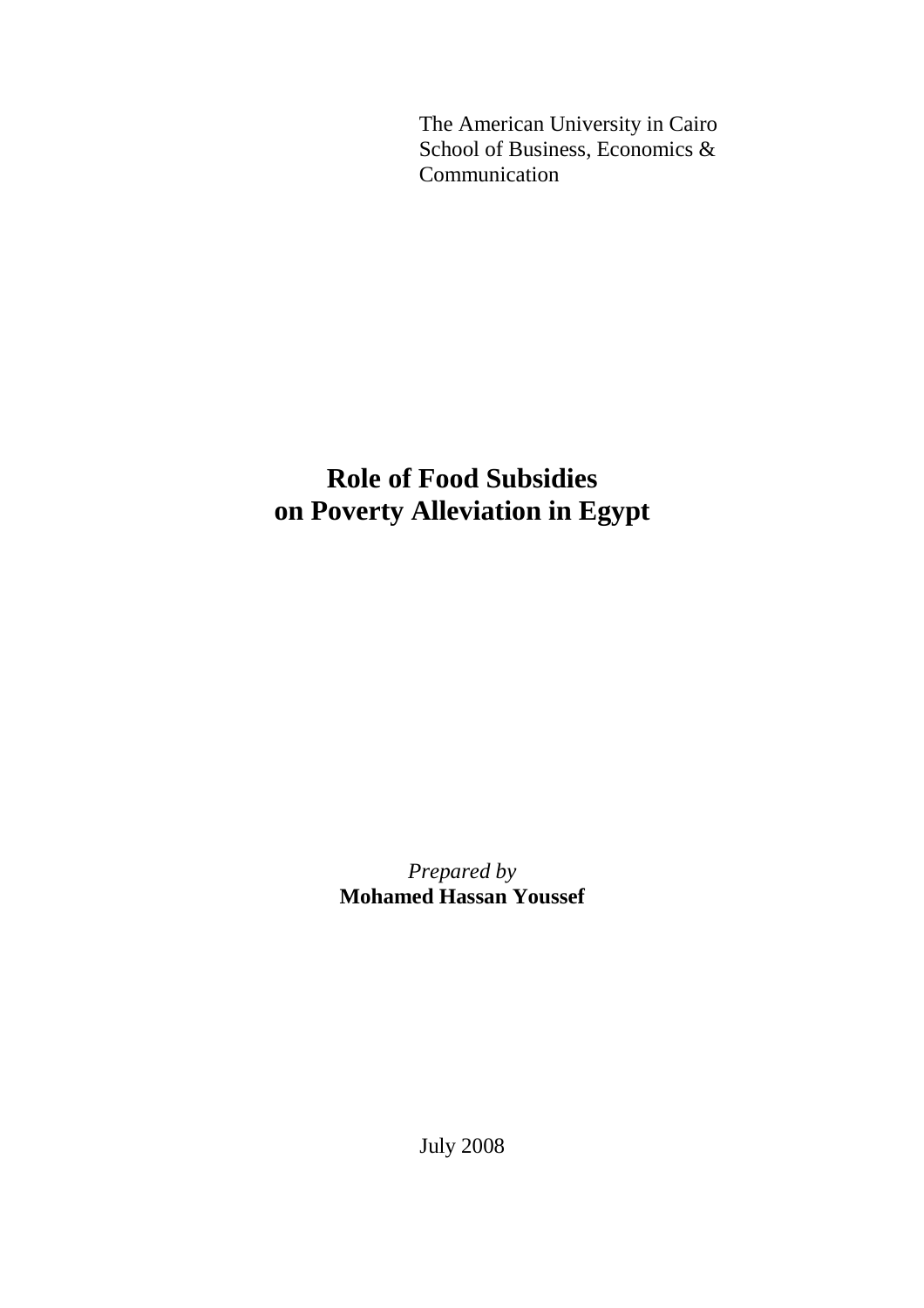The American University in Cairo
School of Business, Economics & Communication

# Role of Food Subsidies on Poverty Alleviation in Egypt

*Prepared by*
**Mohamed Hassan Youssef**

July 2008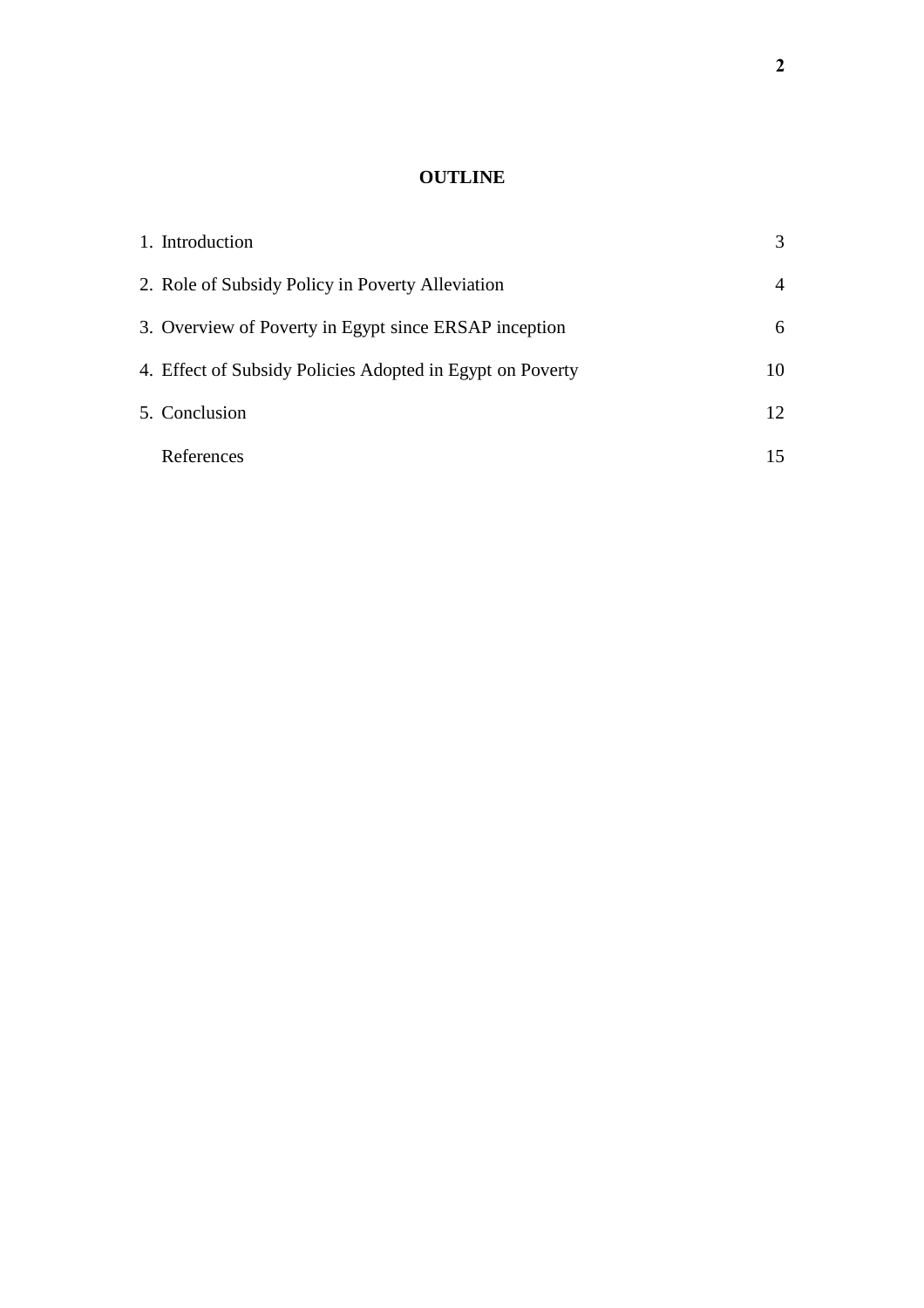**OUTLINE**

| | |
|---|---|
| 1. Introduction | 3 |
| 2. Role of Subsidy Policy in Poverty Alleviation | 4 |
| 3. Overview of Poverty in Egypt since ERSAP inception | 6 |
| 4. Effect of Subsidy Policies Adopted in Egypt on Poverty | 10 |
| 5. Conclusion | 12 |
| References | 15 |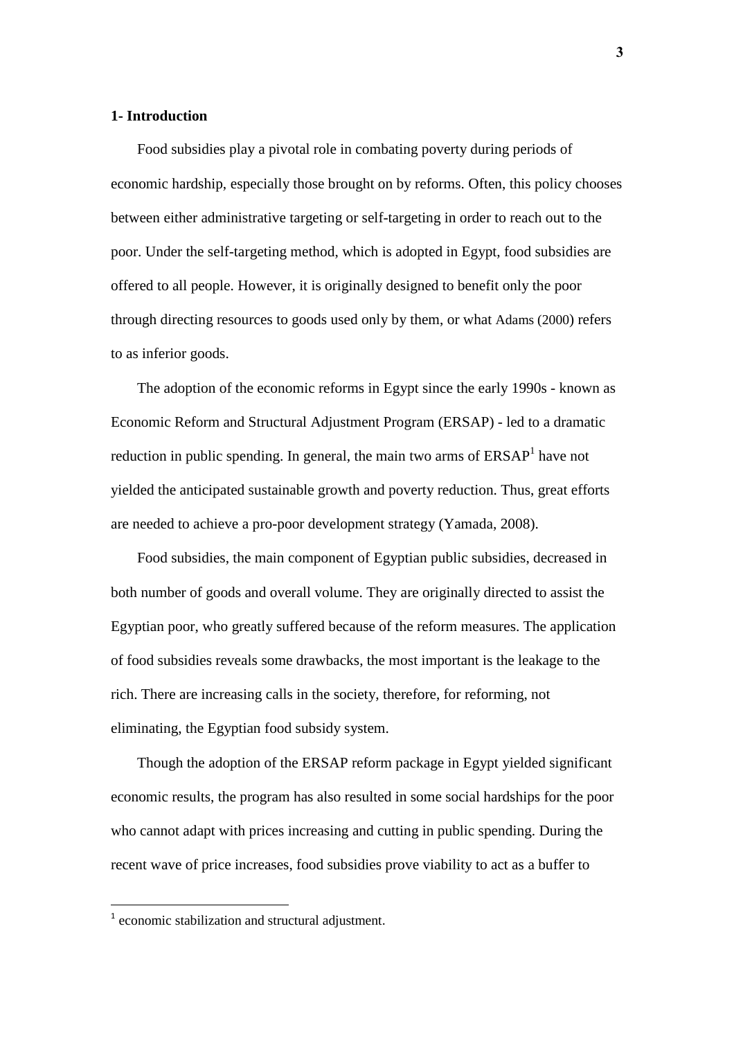## 1- Introduction

Food subsidies play a pivotal role in combating poverty during periods of economic hardship, especially those brought on by reforms. Often, this policy chooses between either administrative targeting or self-targeting in order to reach out to the poor. Under the self-targeting method, which is adopted in Egypt, food subsidies are offered to all people. However, it is originally designed to benefit only the poor through directing resources to goods used only by them, or what Adams (2000) refers to as inferior goods.

The adoption of the economic reforms in Egypt since the early 1990s - known as Economic Reform and Structural Adjustment Program (ERSAP) - led to a dramatic reduction in public spending. In general, the main two arms of ERSAP[1] have not yielded the anticipated sustainable growth and poverty reduction. Thus, great efforts are needed to achieve a pro-poor development strategy (Yamada, 2008).

Food subsidies, the main component of Egyptian public subsidies, decreased in both number of goods and overall volume. They are originally directed to assist the Egyptian poor, who greatly suffered because of the reform measures. The application of food subsidies reveals some drawbacks, the most important is the leakage to the rich. There are increasing calls in the society, therefore, for reforming, not eliminating, the Egyptian food subsidy system.

Though the adoption of the ERSAP reform package in Egypt yielded significant economic results, the program has also resulted in some social hardships for the poor who cannot adapt with prices increasing and cutting in public spending. During the recent wave of price increases, food subsidies prove viability to act as a buffer to

[1] economic stabilization and structural adjustment.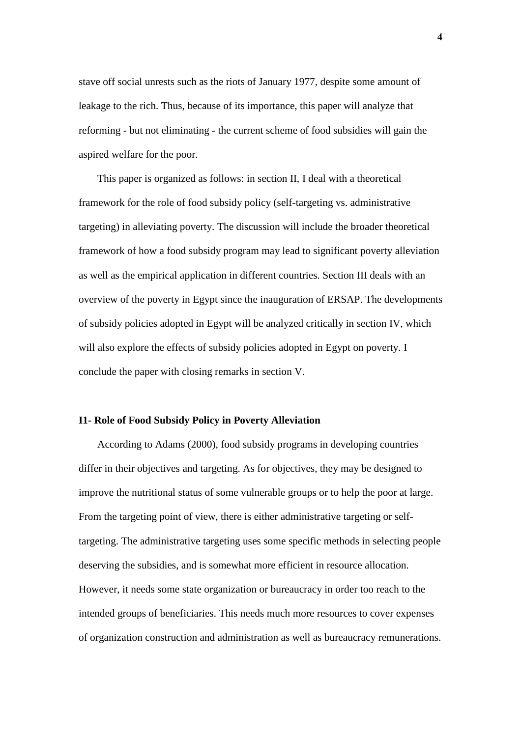stave off social unrests such as the riots of January 1977, despite some amount of leakage to the rich. Thus, because of its importance, this paper will analyze that reforming - but not eliminating - the current scheme of food subsidies will gain the aspired welfare for the poor.

This paper is organized as follows: in section II, I deal with a theoretical framework for the role of food subsidy policy (self-targeting vs. administrative targeting) in alleviating poverty. The discussion will include the broader theoretical framework of how a food subsidy program may lead to significant poverty alleviation as well as the empirical application in different countries. Section III deals with an overview of the poverty in Egypt since the inauguration of ERSAP. The developments of subsidy policies adopted in Egypt will be analyzed critically in section IV, which will also explore the effects of subsidy policies adopted in Egypt on poverty. I conclude the paper with closing remarks in section V.

## I1- Role of Food Subsidy Policy in Poverty Alleviation

According to Adams (2000), food subsidy programs in developing countries differ in their objectives and targeting. As for objectives, they may be designed to improve the nutritional status of some vulnerable groups or to help the poor at large. From the targeting point of view, there is either administrative targeting or self-targeting. The administrative targeting uses some specific methods in selecting people deserving the subsidies, and is somewhat more efficient in resource allocation. However, it needs some state organization or bureaucracy in order too reach to the intended groups of beneficiaries. This needs much more resources to cover expenses of organization construction and administration as well as bureaucracy remunerations.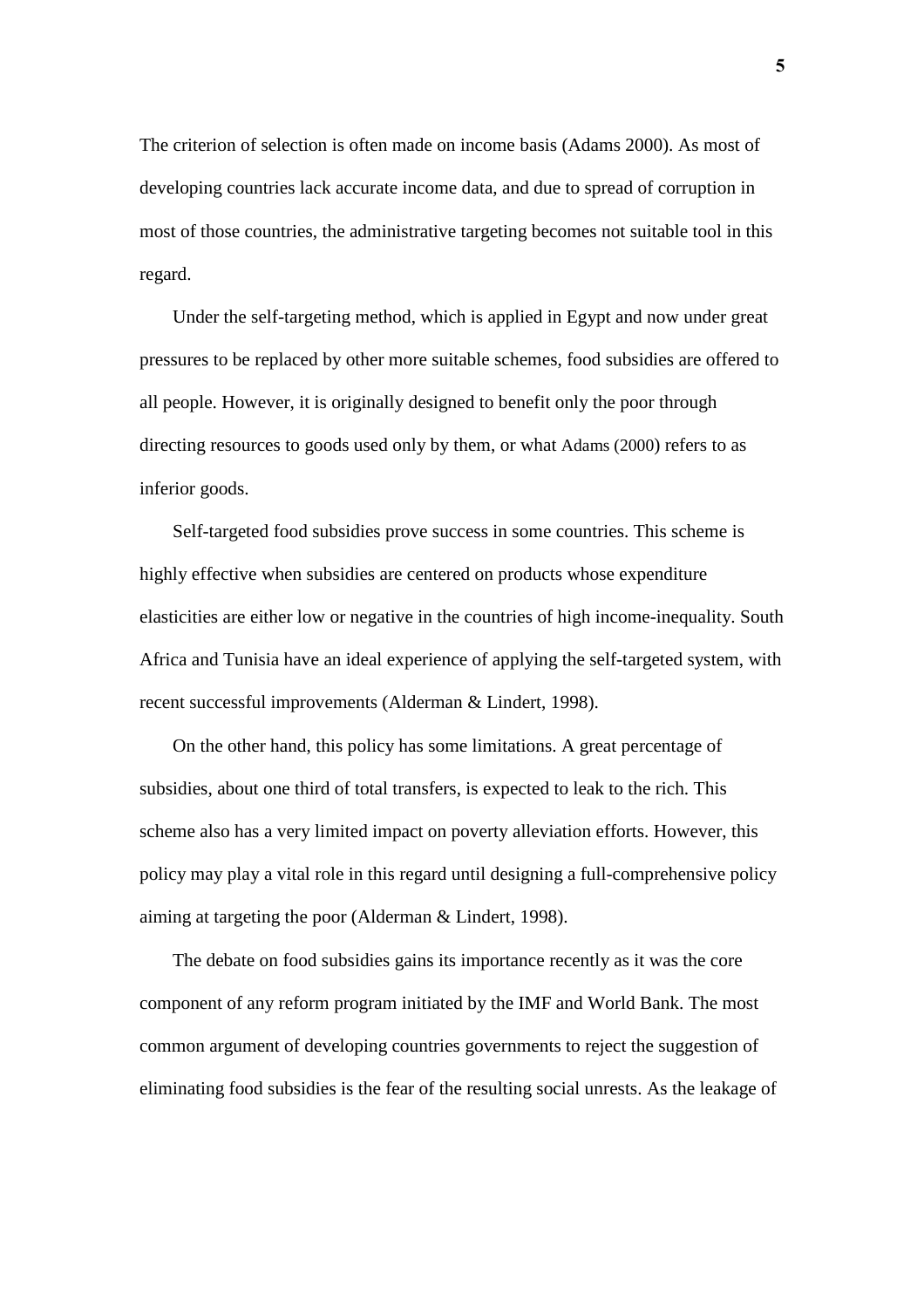The criterion of selection is often made on income basis (Adams 2000). As most of developing countries lack accurate income data, and due to spread of corruption in most of those countries, the administrative targeting becomes not suitable tool in this regard.

Under the self-targeting method, which is applied in Egypt and now under great pressures to be replaced by other more suitable schemes, food subsidies are offered to all people. However, it is originally designed to benefit only the poor through directing resources to goods used only by them, or what Adams (2000) refers to as inferior goods.

Self-targeted food subsidies prove success in some countries. This scheme is highly effective when subsidies are centered on products whose expenditure elasticities are either low or negative in the countries of high income-inequality. South Africa and Tunisia have an ideal experience of applying the self-targeted system, with recent successful improvements (Alderman & Lindert, 1998).

On the other hand, this policy has some limitations. A great percentage of subsidies, about one third of total transfers, is expected to leak to the rich. This scheme also has a very limited impact on poverty alleviation efforts. However, this policy may play a vital role in this regard until designing a full-comprehensive policy aiming at targeting the poor (Alderman & Lindert, 1998).

The debate on food subsidies gains its importance recently as it was the core component of any reform program initiated by the IMF and World Bank. The most common argument of developing countries governments to reject the suggestion of eliminating food subsidies is the fear of the resulting social unrests. As the leakage of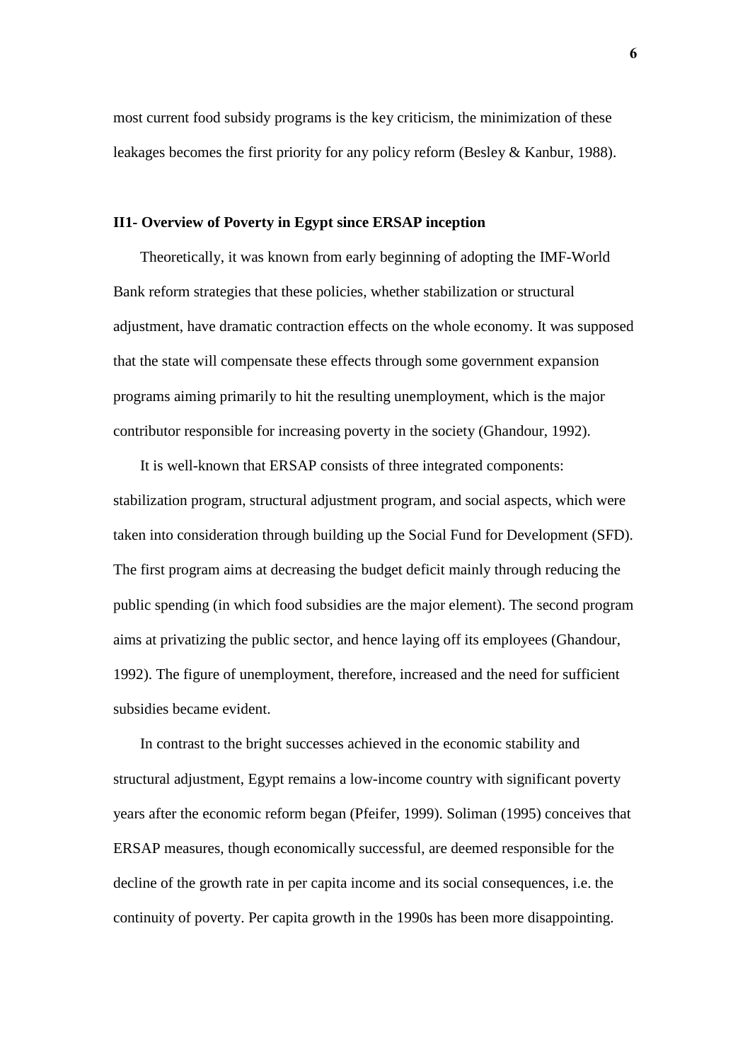most current food subsidy programs is the key criticism, the minimization of these leakages becomes the first priority for any policy reform (Besley & Kanbur, 1988).

### II1- Overview of Poverty in Egypt since ERSAP inception

Theoretically, it was known from early beginning of adopting the IMF-World Bank reform strategies that these policies, whether stabilization or structural adjustment, have dramatic contraction effects on the whole economy. It was supposed that the state will compensate these effects through some government expansion programs aiming primarily to hit the resulting unemployment, which is the major contributor responsible for increasing poverty in the society (Ghandour, 1992).

It is well-known that ERSAP consists of three integrated components: stabilization program, structural adjustment program, and social aspects, which were taken into consideration through building up the Social Fund for Development (SFD). The first program aims at decreasing the budget deficit mainly through reducing the public spending (in which food subsidies are the major element). The second program aims at privatizing the public sector, and hence laying off its employees (Ghandour, 1992). The figure of unemployment, therefore, increased and the need for sufficient subsidies became evident.

In contrast to the bright successes achieved in the economic stability and structural adjustment, Egypt remains a low-income country with significant poverty years after the economic reform began (Pfeifer, 1999). Soliman (1995) conceives that ERSAP measures, though economically successful, are deemed responsible for the decline of the growth rate in per capita income and its social consequences, i.e. the continuity of poverty. Per capita growth in the 1990s has been more disappointing.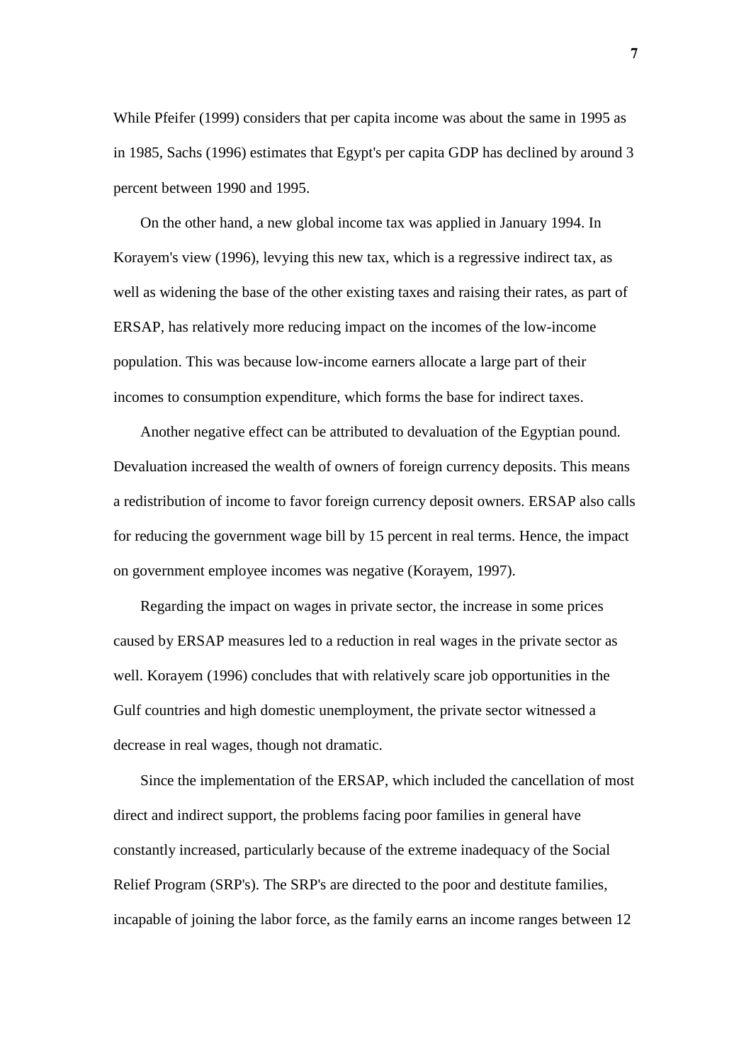While Pfeifer (1999) considers that per capita income was about the same in 1995 as in 1985, Sachs (1996) estimates that Egypt's per capita GDP has declined by around 3 percent between 1990 and 1995.

On the other hand, a new global income tax was applied in January 1994. In Korayem's view (1996), levying this new tax, which is a regressive indirect tax, as well as widening the base of the other existing taxes and raising their rates, as part of ERSAP, has relatively more reducing impact on the incomes of the low-income population. This was because low-income earners allocate a large part of their incomes to consumption expenditure, which forms the base for indirect taxes.

Another negative effect can be attributed to devaluation of the Egyptian pound. Devaluation increased the wealth of owners of foreign currency deposits. This means a redistribution of income to favor foreign currency deposit owners. ERSAP also calls for reducing the government wage bill by 15 percent in real terms. Hence, the impact on government employee incomes was negative (Korayem, 1997).

Regarding the impact on wages in private sector, the increase in some prices caused by ERSAP measures led to a reduction in real wages in the private sector as well. Korayem (1996) concludes that with relatively scare job opportunities in the Gulf countries and high domestic unemployment, the private sector witnessed a decrease in real wages, though not dramatic.

Since the implementation of the ERSAP, which included the cancellation of most direct and indirect support, the problems facing poor families in general have constantly increased, particularly because of the extreme inadequacy of the Social Relief Program (SRP's). The SRP's are directed to the poor and destitute families, incapable of joining the labor force, as the family earns an income ranges between 12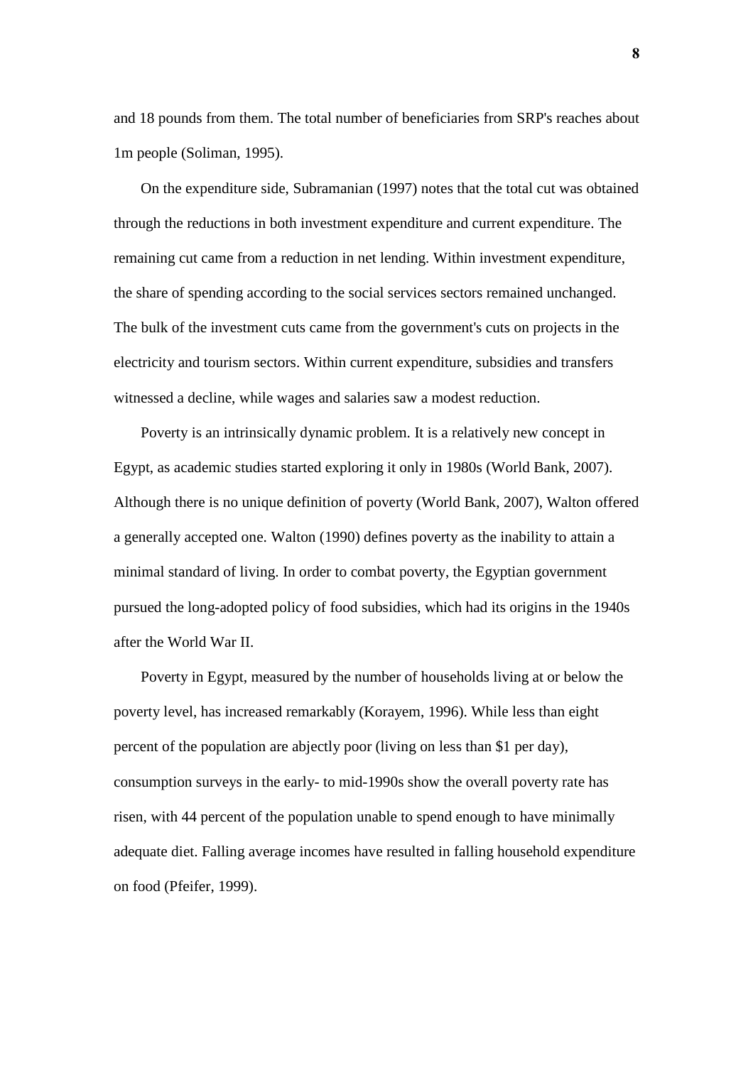and 18 pounds from them. The total number of beneficiaries from SRP's reaches about 1m people (Soliman, 1995).

On the expenditure side, Subramanian (1997) notes that the total cut was obtained through the reductions in both investment expenditure and current expenditure. The remaining cut came from a reduction in net lending. Within investment expenditure, the share of spending according to the social services sectors remained unchanged. The bulk of the investment cuts came from the government's cuts on projects in the electricity and tourism sectors. Within current expenditure, subsidies and transfers witnessed a decline, while wages and salaries saw a modest reduction.

Poverty is an intrinsically dynamic problem. It is a relatively new concept in Egypt, as academic studies started exploring it only in 1980s (World Bank, 2007). Although there is no unique definition of poverty (World Bank, 2007), Walton offered a generally accepted one. Walton (1990) defines poverty as the inability to attain a minimal standard of living. In order to combat poverty, the Egyptian government pursued the long-adopted policy of food subsidies, which had its origins in the 1940s after the World War II.

Poverty in Egypt, measured by the number of households living at or below the poverty level, has increased remarkably (Korayem, 1996). While less than eight percent of the population are abjectly poor (living on less than $1 per day), consumption surveys in the early- to mid-1990s show the overall poverty rate has risen, with 44 percent of the population unable to spend enough to have minimally adequate diet. Falling average incomes have resulted in falling household expenditure on food (Pfeifer, 1999).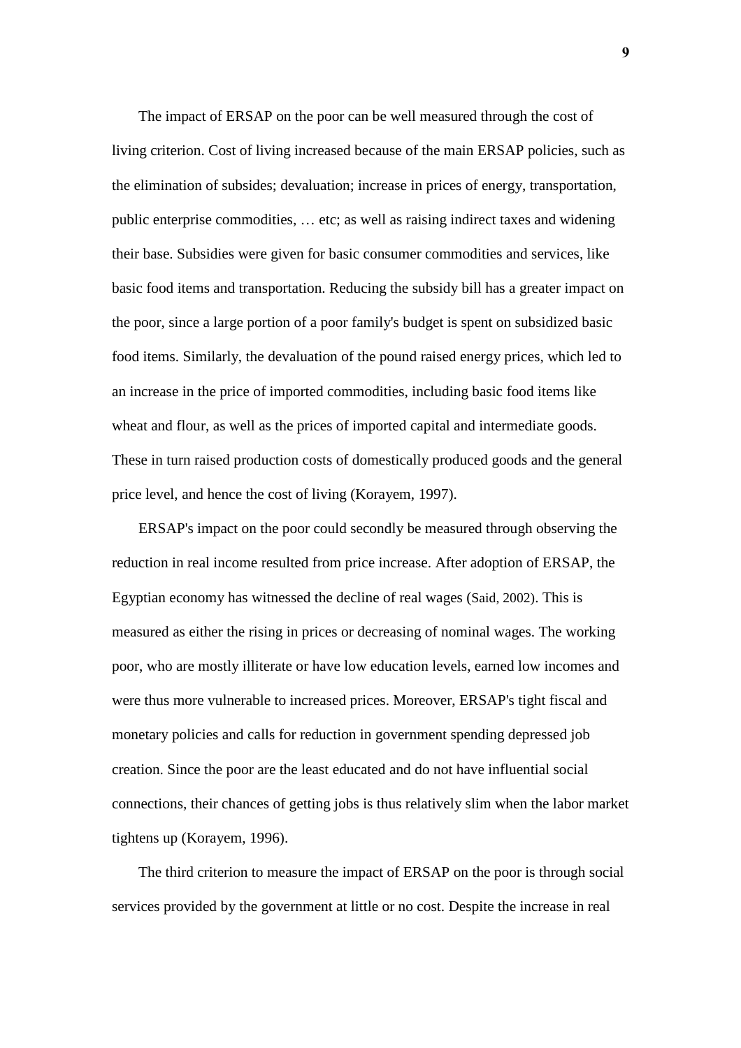The impact of ERSAP on the poor can be well measured through the cost of living criterion. Cost of living increased because of the main ERSAP policies, such as the elimination of subsides; devaluation; increase in prices of energy, transportation, public enterprise commodities, … etc; as well as raising indirect taxes and widening their base. Subsidies were given for basic consumer commodities and services, like basic food items and transportation. Reducing the subsidy bill has a greater impact on the poor, since a large portion of a poor family's budget is spent on subsidized basic food items. Similarly, the devaluation of the pound raised energy prices, which led to an increase in the price of imported commodities, including basic food items like wheat and flour, as well as the prices of imported capital and intermediate goods. These in turn raised production costs of domestically produced goods and the general price level, and hence the cost of living (Korayem, 1997).

ERSAP's impact on the poor could secondly be measured through observing the reduction in real income resulted from price increase. After adoption of ERSAP, the Egyptian economy has witnessed the decline of real wages (Said, 2002). This is measured as either the rising in prices or decreasing of nominal wages. The working poor, who are mostly illiterate or have low education levels, earned low incomes and were thus more vulnerable to increased prices. Moreover, ERSAP's tight fiscal and monetary policies and calls for reduction in government spending depressed job creation. Since the poor are the least educated and do not have influential social connections, their chances of getting jobs is thus relatively slim when the labor market tightens up (Korayem, 1996).

The third criterion to measure the impact of ERSAP on the poor is through social services provided by the government at little or no cost. Despite the increase in real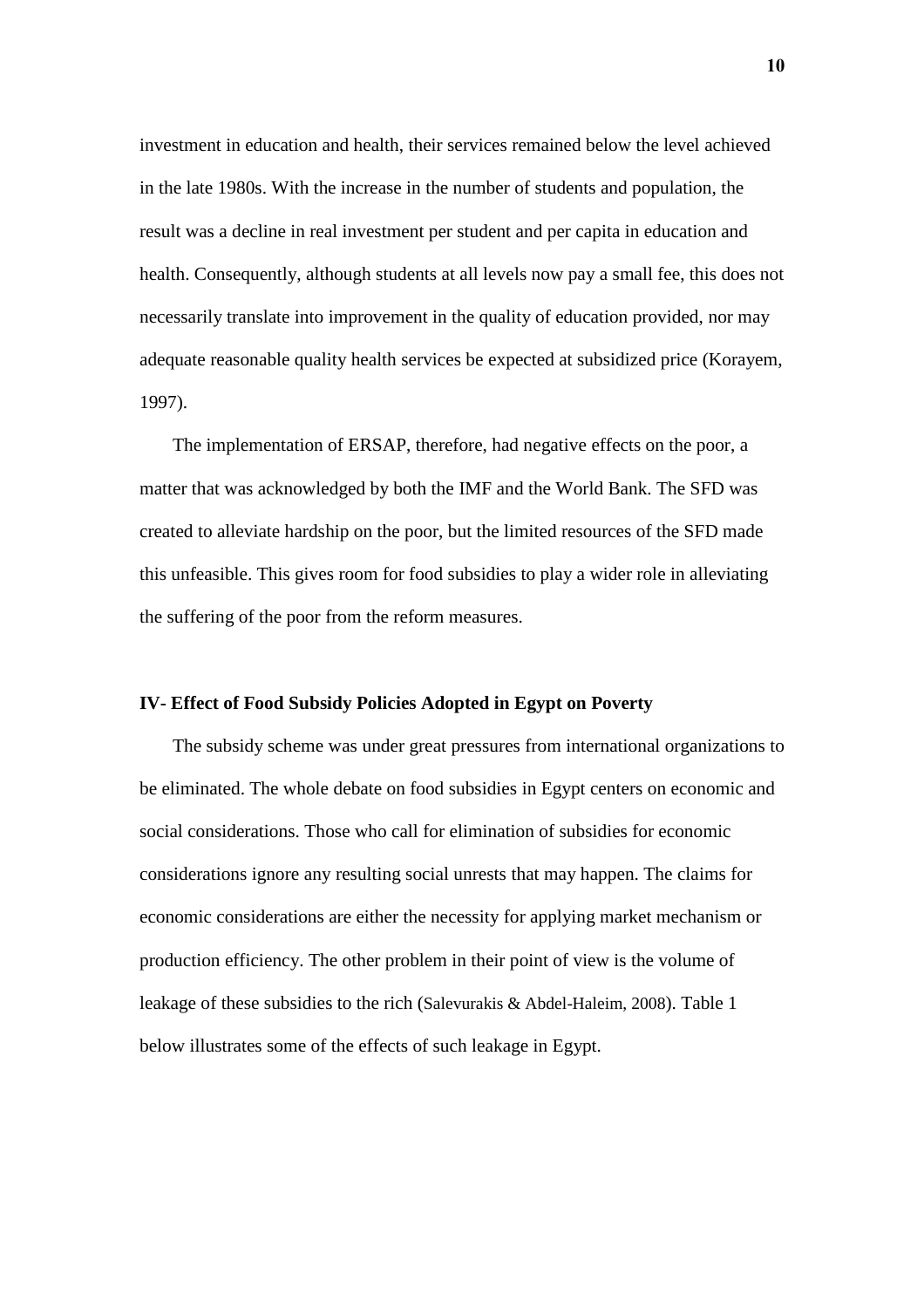investment in education and health, their services remained below the level achieved in the late 1980s. With the increase in the number of students and population, the result was a decline in real investment per student and per capita in education and health. Consequently, although students at all levels now pay a small fee, this does not necessarily translate into improvement in the quality of education provided, nor may adequate reasonable quality health services be expected at subsidized price (Korayem, 1997).

The implementation of ERSAP, therefore, had negative effects on the poor, a matter that was acknowledged by both the IMF and the World Bank. The SFD was created to alleviate hardship on the poor, but the limited resources of the SFD made this unfeasible. This gives room for food subsidies to play a wider role in alleviating the suffering of the poor from the reform measures.

## IV- Effect of Food Subsidy Policies Adopted in Egypt on Poverty

The subsidy scheme was under great pressures from international organizations to be eliminated. The whole debate on food subsidies in Egypt centers on economic and social considerations. Those who call for elimination of subsidies for economic considerations ignore any resulting social unrests that may happen. The claims for economic considerations are either the necessity for applying market mechanism or production efficiency. The other problem in their point of view is the volume of leakage of these subsidies to the rich (Salevurakis & Abdel-Haleim, 2008). Table 1 below illustrates some of the effects of such leakage in Egypt.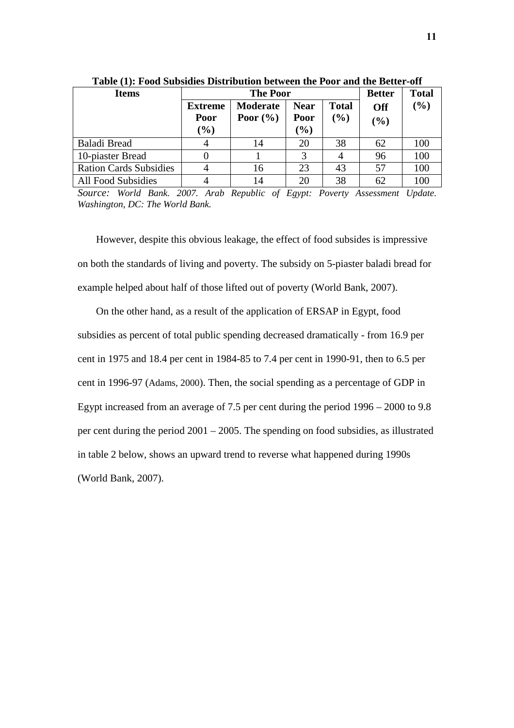**Table (1): Food Subsidies Distribution between the Poor and the Better-off**

| Items | The Poor | | | | Better Off (%) | Total (%) |
|---|---|---|---|---|---|---|
| | Extreme Poor (%) | Moderate Poor (%) | Near Poor (%) | Total (%) | | |
| Baladi Bread | 4 | 14 | 20 | 38 | 62 | 100 |
| 10-piaster Bread | 0 | 1 | 3 | 4 | 96 | 100 |
| Ration Cards Subsidies | 4 | 16 | 23 | 43 | 57 | 100 |
| All Food Subsidies | 4 | 14 | 20 | 38 | 62 | 100 |

*Source: World Bank. 2007. Arab Republic of Egypt: Poverty Assessment Update. Washington, DC: The World Bank.*

However, despite this obvious leakage, the effect of food subsides is impressive on both the standards of living and poverty. The subsidy on 5-piaster baladi bread for example helped about half of those lifted out of poverty (World Bank, 2007).

On the other hand, as a result of the application of ERSAP in Egypt, food subsidies as percent of total public spending decreased dramatically - from 16.9 per cent in 1975 and 18.4 per cent in 1984-85 to 7.4 per cent in 1990-91, then to 6.5 per cent in 1996-97 (Adams, 2000). Then, the social spending as a percentage of GDP in Egypt increased from an average of 7.5 per cent during the period 1996 – 2000 to 9.8 per cent during the period 2001 – 2005. The spending on food subsidies, as illustrated in table 2 below, shows an upward trend to reverse what happened during 1990s (World Bank, 2007).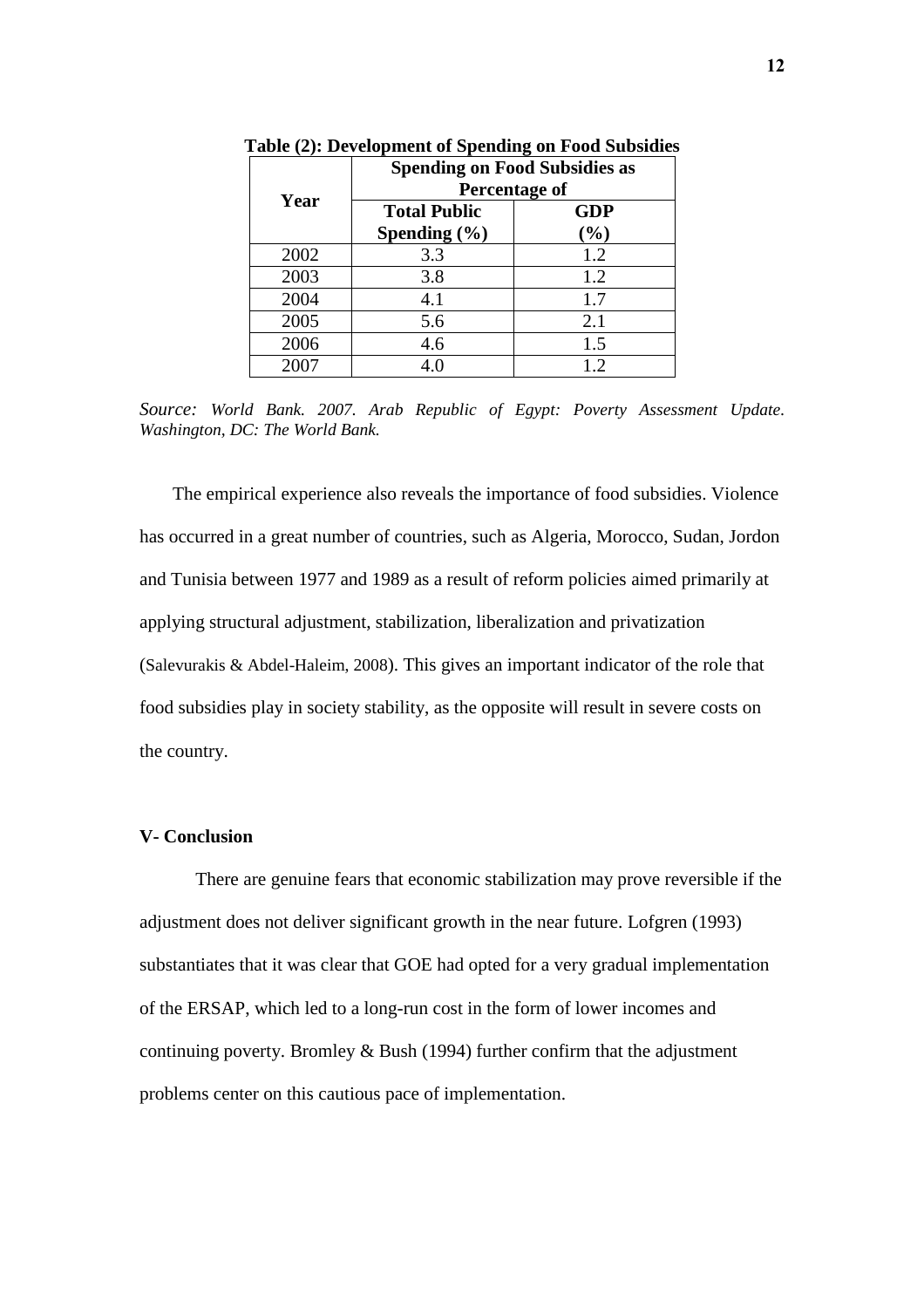**Table (2): Development of Spending on Food Subsidies**

| Year | Spending on Food Subsidies as Percentage of | |
|---|---|---|
| | **Total Public Spending (%)** | **GDP (%)** |
| 2002 | 3.3 | 1.2 |
| 2003 | 3.8 | 1.2 |
| 2004 | 4.1 | 1.7 |
| 2005 | 5.6 | 2.1 |
| 2006 | 4.6 | 1.5 |
| 2007 | 4.0 | 1.2 |

*Source: World Bank. 2007. Arab Republic of Egypt: Poverty Assessment Update. Washington, DC: The World Bank.*

The empirical experience also reveals the importance of food subsidies. Violence has occurred in a great number of countries, such as Algeria, Morocco, Sudan, Jordon and Tunisia between 1977 and 1989 as a result of reform policies aimed primarily at applying structural adjustment, stabilization, liberalization and privatization (Salevurakis & Abdel-Haleim, 2008). This gives an important indicator of the role that food subsidies play in society stability, as the opposite will result in severe costs on the country.

## V- Conclusion

There are genuine fears that economic stabilization may prove reversible if the adjustment does not deliver significant growth in the near future. Lofgren (1993) substantiates that it was clear that GOE had opted for a very gradual implementation of the ERSAP, which led to a long-run cost in the form of lower incomes and continuing poverty. Bromley & Bush (1994) further confirm that the adjustment problems center on this cautious pace of implementation.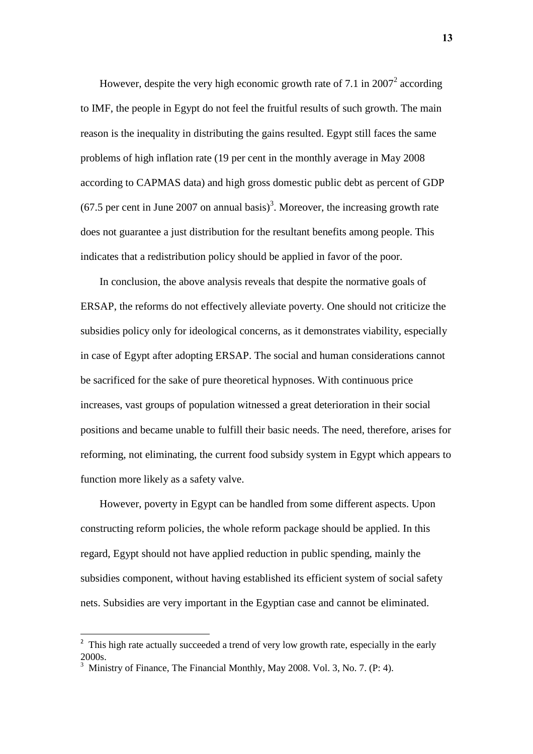However, despite the very high economic growth rate of 7.1 in 2007[2] according to IMF, the people in Egypt do not feel the fruitful results of such growth. The main reason is the inequality in distributing the gains resulted. Egypt still faces the same problems of high inflation rate (19 per cent in the monthly average in May 2008 according to CAPMAS data) and high gross domestic public debt as percent of GDP (67.5 per cent in June 2007 on annual basis)[3]. Moreover, the increasing growth rate does not guarantee a just distribution for the resultant benefits among people. This indicates that a redistribution policy should be applied in favor of the poor.

In conclusion, the above analysis reveals that despite the normative goals of ERSAP, the reforms do not effectively alleviate poverty. One should not criticize the subsidies policy only for ideological concerns, as it demonstrates viability, especially in case of Egypt after adopting ERSAP. The social and human considerations cannot be sacrificed for the sake of pure theoretical hypnoses. With continuous price increases, vast groups of population witnessed a great deterioration in their social positions and became unable to fulfill their basic needs. The need, therefore, arises for reforming, not eliminating, the current food subsidy system in Egypt which appears to function more likely as a safety valve.

However, poverty in Egypt can be handled from some different aspects. Upon constructing reform policies, the whole reform package should be applied. In this regard, Egypt should not have applied reduction in public spending, mainly the subsidies component, without having established its efficient system of social safety nets. Subsidies are very important in the Egyptian case and cannot be eliminated.

---

[2] This high rate actually succeeded a trend of very low growth rate, especially in the early 2000s.

[3] Ministry of Finance, The Financial Monthly, May 2008. Vol. 3, No. 7. (P: 4).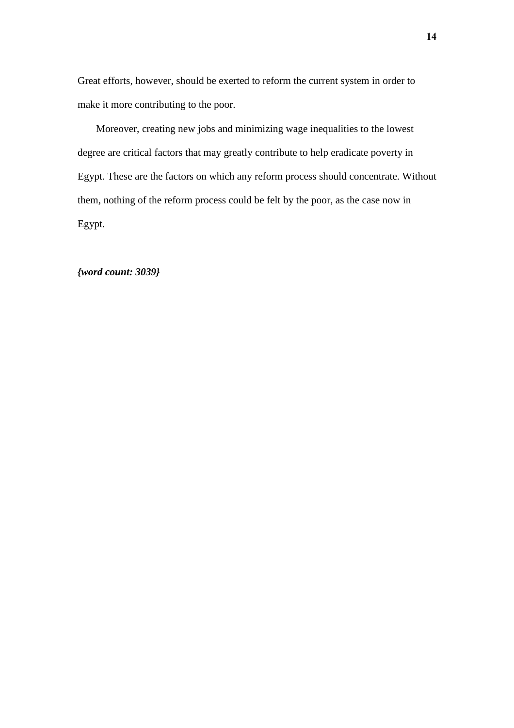Great efforts, however, should be exerted to reform the current system in order to make it more contributing to the poor.

Moreover, creating new jobs and minimizing wage inequalities to the lowest degree are critical factors that may greatly contribute to help eradicate poverty in Egypt. These are the factors on which any reform process should concentrate. Without them, nothing of the reform process could be felt by the poor, as the case now in Egypt.

***{word count: 3039}***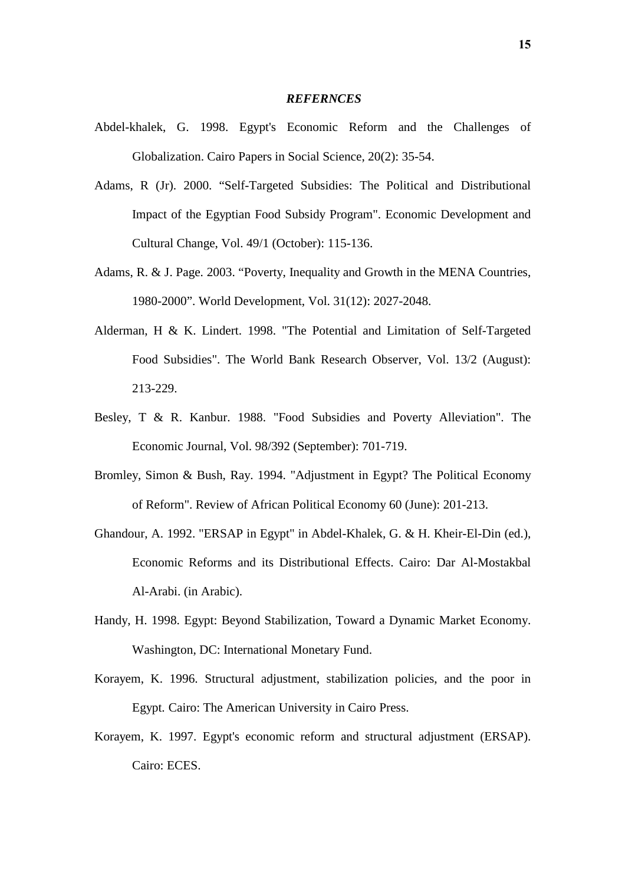***REFERNCES***

Abdel-khalek, G. 1998. Egypt's Economic Reform and the Challenges of Globalization. Cairo Papers in Social Science, 20(2): 35-54.

Adams, R (Jr). 2000. "Self-Targeted Subsidies: The Political and Distributional Impact of the Egyptian Food Subsidy Program". Economic Development and Cultural Change, Vol. 49/1 (October): 115-136.

Adams, R. & J. Page. 2003. "Poverty, Inequality and Growth in the MENA Countries, 1980-2000". World Development, Vol. 31(12): 2027-2048.

Alderman, H & K. Lindert. 1998. "The Potential and Limitation of Self-Targeted Food Subsidies". The World Bank Research Observer, Vol. 13/2 (August): 213-229.

Besley, T & R. Kanbur. 1988. "Food Subsidies and Poverty Alleviation". The Economic Journal, Vol. 98/392 (September): 701-719.

Bromley, Simon & Bush, Ray. 1994. "Adjustment in Egypt? The Political Economy of Reform". Review of African Political Economy 60 (June): 201-213.

Ghandour, A. 1992. "ERSAP in Egypt" in Abdel-Khalek, G. & H. Kheir-El-Din (ed.), Economic Reforms and its Distributional Effects. Cairo: Dar Al-Mostakbal Al-Arabi. (in Arabic).

Handy, H. 1998. Egypt: Beyond Stabilization, Toward a Dynamic Market Economy. Washington, DC: International Monetary Fund.

Korayem, K. 1996. Structural adjustment, stabilization policies, and the poor in Egypt. Cairo: The American University in Cairo Press.

Korayem, K. 1997. Egypt's economic reform and structural adjustment (ERSAP). Cairo: ECES.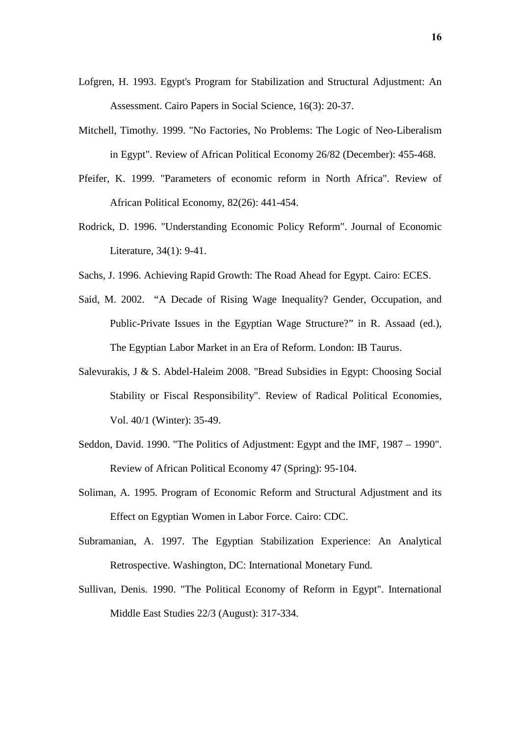Lofgren, H. 1993. Egypt's Program for Stabilization and Structural Adjustment: An Assessment. Cairo Papers in Social Science, 16(3): 20-37.

Mitchell, Timothy. 1999. "No Factories, No Problems: The Logic of Neo-Liberalism in Egypt". Review of African Political Economy 26/82 (December): 455-468.

Pfeifer, K. 1999. "Parameters of economic reform in North Africa". Review of African Political Economy, 82(26): 441-454.

Rodrick, D. 1996. "Understanding Economic Policy Reform". Journal of Economic Literature, 34(1): 9-41.

Sachs, J. 1996. Achieving Rapid Growth: The Road Ahead for Egypt. Cairo: ECES.

Said, M. 2002. "A Decade of Rising Wage Inequality? Gender, Occupation, and Public-Private Issues in the Egyptian Wage Structure?" in R. Assaad (ed.), The Egyptian Labor Market in an Era of Reform. London: IB Taurus.

Salevurakis, J & S. Abdel-Haleim 2008. "Bread Subsidies in Egypt: Choosing Social Stability or Fiscal Responsibility". Review of Radical Political Economies, Vol. 40/1 (Winter): 35-49.

Seddon, David. 1990. "The Politics of Adjustment: Egypt and the IMF, 1987 – 1990". Review of African Political Economy 47 (Spring): 95-104.

Soliman, A. 1995. Program of Economic Reform and Structural Adjustment and its Effect on Egyptian Women in Labor Force. Cairo: CDC.

Subramanian, A. 1997. The Egyptian Stabilization Experience: An Analytical Retrospective. Washington, DC: International Monetary Fund.

Sullivan, Denis. 1990. "The Political Economy of Reform in Egypt". International Middle East Studies 22/3 (August): 317-334.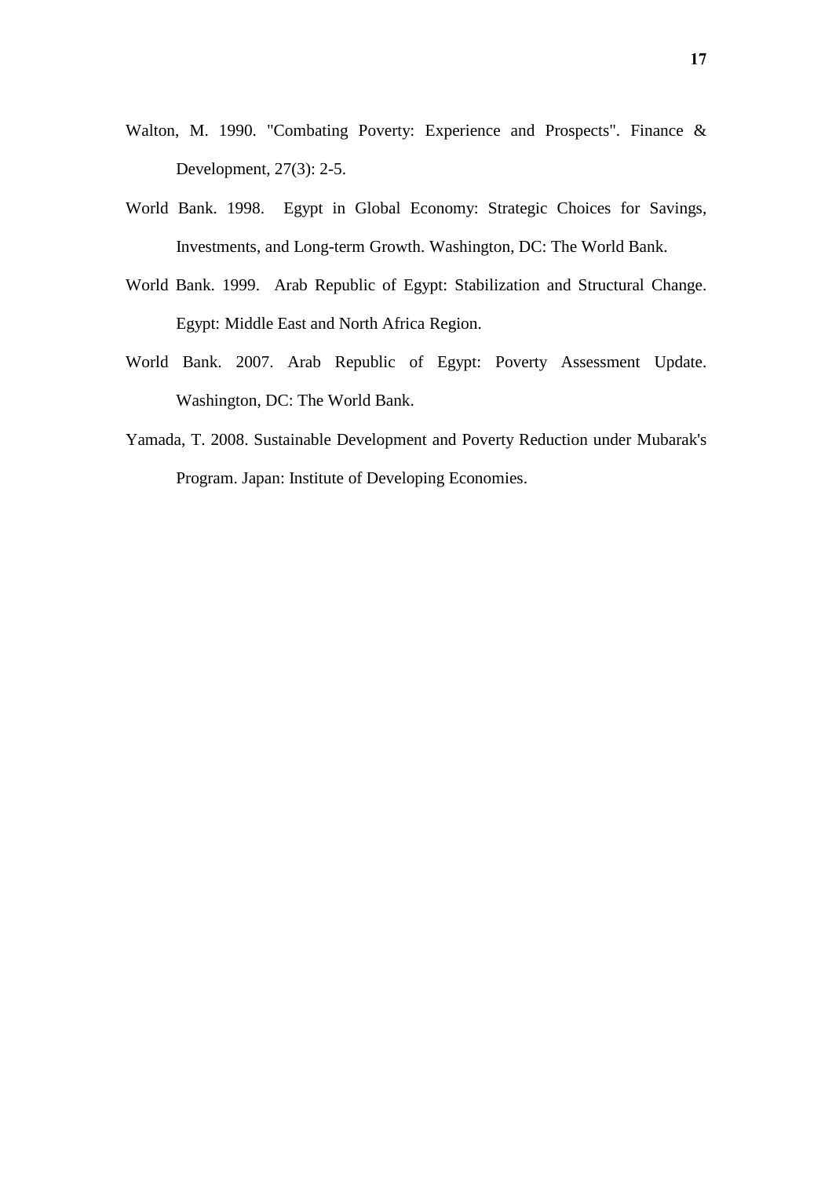Walton, M. 1990. "Combating Poverty: Experience and Prospects". Finance & Development, 27(3): 2-5.

World Bank. 1998. Egypt in Global Economy: Strategic Choices for Savings, Investments, and Long-term Growth. Washington, DC: The World Bank.

World Bank. 1999. Arab Republic of Egypt: Stabilization and Structural Change. Egypt: Middle East and North Africa Region.

World Bank. 2007. Arab Republic of Egypt: Poverty Assessment Update. Washington, DC: The World Bank.

Yamada, T. 2008. Sustainable Development and Poverty Reduction under Mubarak's Program. Japan: Institute of Developing Economies.